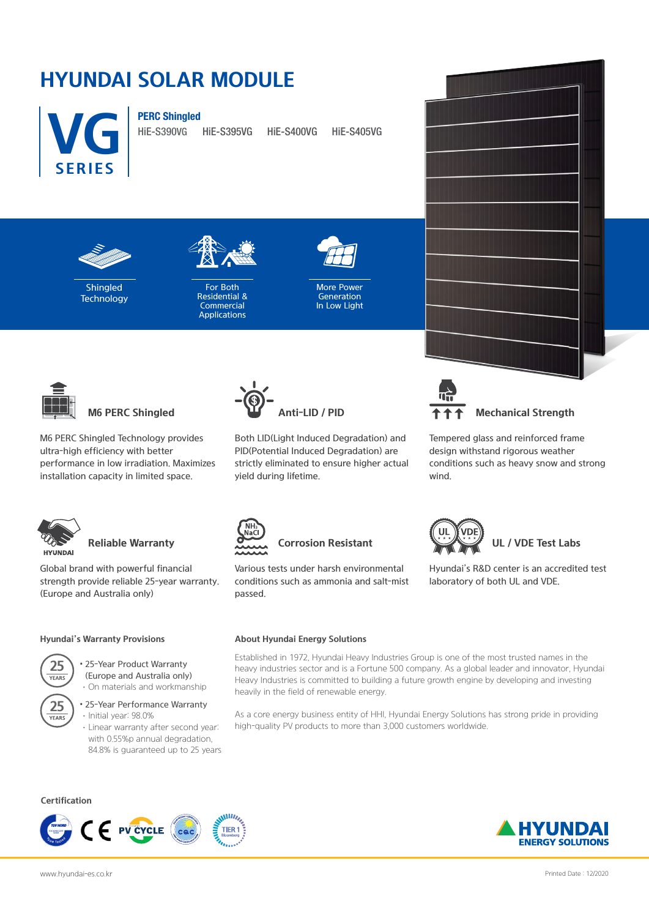# HYUNDAI SOLAR MODULE

## VG SERIES

**PERC Shingled**

HiE-S390VG HiE-S395VG HiE-S400VG HiE-S405VG

Shingled Technology

For Both Residential & Commercial Applications

More Power Generation In Low Light

### M6 PERC Shingled

M6 PERC Shingled Technology provides ultra-high efficiency with better performance in low irradiation. Maximizes installation capacity in limited space.

### Anti-LID / PID

Both LID(Light Induced Degradation) and PID(Potential Induced Degradation) are strictly eliminated to ensure higher actual yield during lifetime.

### Mechanical Strength

Tempered glass and reinforced frame design withstand rigorous weather conditions such as heavy snow and strong wind.

### Reliable Warranty

Global brand with powerful financial strength provide reliable 25-year warranty. (Europe and Australia only)

### Corrosion Resistant

$NH_3$ $NaCl$

Various tests under harsh environmental conditions such as ammonia and salt-mist passed.

### UL / VDE Test Labs

Hyundai's R&D center is an accredited test laboratory of both UL and VDE.

#### Hyundai's Warranty Provisions

25 YEARS

- 25-Year Product Warranty (Europe and Australia only)
  - On materials and workmanship

25 YEARS

- 25-Year Performance Warranty
  - Initial year: 98.0%
  - Linear warranty after second year: with 0.55%p annual degradation, 84.8% is guaranteed up to 25 years

#### About Hyundai Energy Solutions

Established in 1972, Hyundai Heavy Industries Group is one of the most trusted names in the heavy industries sector and is a Fortune 500 company. As a global leader and innovator, Hyundai Heavy Industries is committed to building a future growth engine by developing and investing heavily in the field of renewable energy.

As a core energy business entity of HHI, Hyundai Energy Solutions has strong pride in providing high-quality PV products to more than 3,000 customers worldwide.

#### Certification

HYUNDAI ENERGY SOLUTIONS

www.hyundai-es.co.kr

Printed Date : 12/2020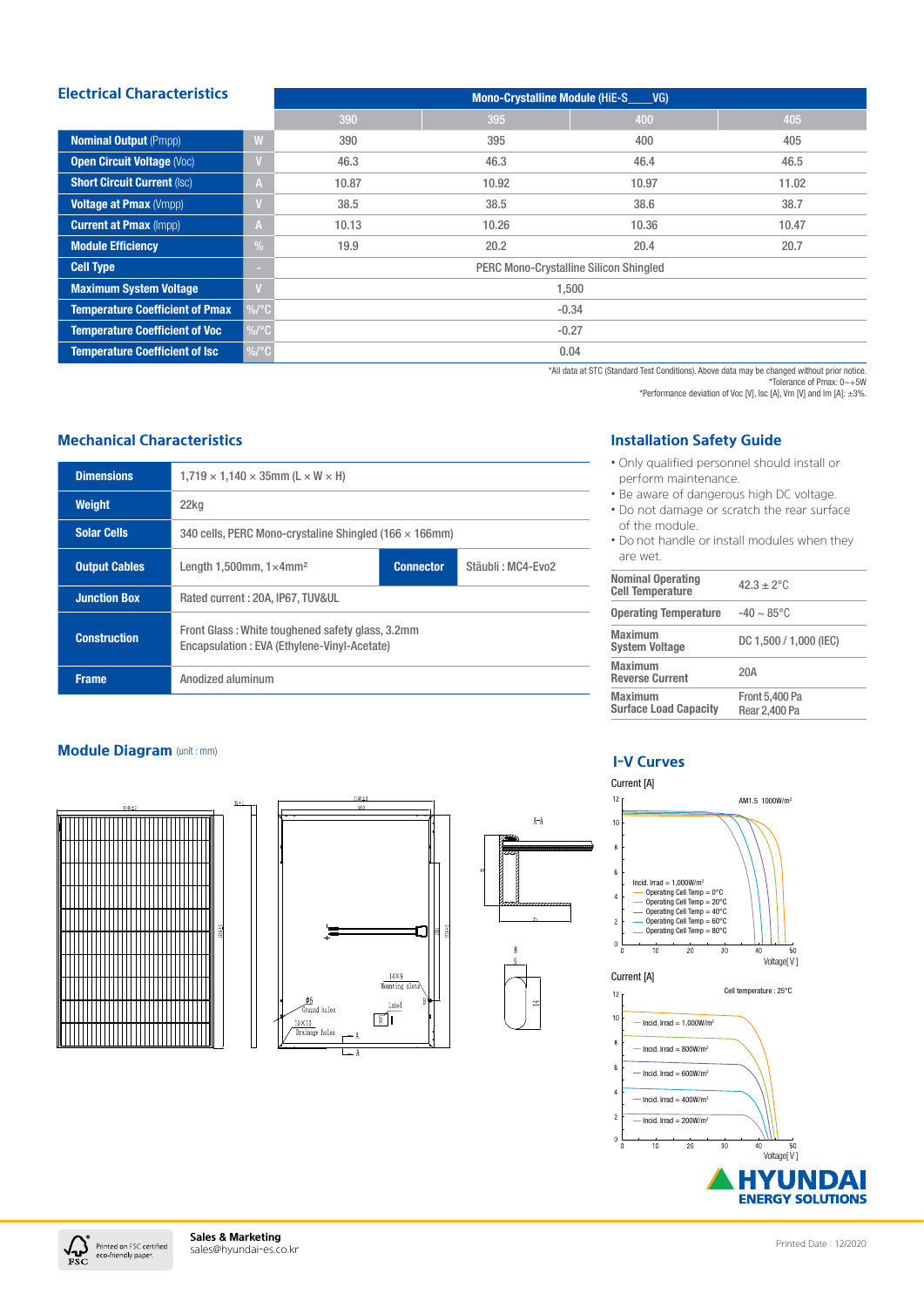## Electrical Characteristics

| | | Mono-Crystalline Module (HiE-S____VG) | | | |
|---|---|---|---|---|---|
| | | 390 | 395 | 400 | 405 |
| **Nominal Output** (Pmpp) | W | 390 | 395 | 400 | 405 |
| **Open Circuit Voltage** (Voc) | V | 46.3 | 46.3 | 46.4 | 46.5 |
| **Short Circuit Current** (Isc) | A | 10.87 | 10.92 | 10.97 | 11.02 |
| **Voltage at Pmax** (Vmpp) | V | 38.5 | 38.5 | 38.6 | 38.7 |
| **Current at Pmax** (Impp) | A | 10.13 | 10.26 | 10.36 | 10.47 |
| **Module Efficiency** | % | 19.9 | 20.2 | 20.4 | 20.7 |
| **Cell Type** | - | PERC Mono-Crystalline Silicon Shingled | | | |
| **Maximum System Voltage** | V | 1,500 | | | |
| **Temperature Coefficient of Pmax** | %/°C | -0.34 | | | |
| **Temperature Coefficient of Voc** | %/°C | -0.27 | | | |
| **Temperature Coefficient of Isc** | %/°C | 0.04 | | | |

*All data at STC (Standard Test Conditions). Above data may be changed without prior notice.
*Tolerance of Pmax: 0~+5W
*Performance deviation of Voc [V], Isc [A], Vm [V] and Im [A]: ±3%.

## Mechanical Characteristics

| | | | |
|---|---|---|---|
| **Dimensions** | 1,719 × 1,140 × 35mm (L × W × H) | | |
| **Weight** | 22kg | | |
| **Solar Cells** | 340 cells, PERC Mono-crystaline Shingled (166 × 166mm) | | |
| **Output Cables** | Length 1,500mm, 1×4mm² | **Connector** | Stäubli : MC4-Evo2 |
| **Junction Box** | Rated current : 20A, IP67, TUV&UL | | |
| **Construction** | Front Glass : White toughened safety glass, 3.2mm<br>Encapsulation : EVA (Ethylene-Vinyl-Acetate) | | |
| **Frame** | Anodized aluminum | | |

## Installation Safety Guide

- Only qualified personnel should install or perform maintenance.
- Be aware of dangerous high DC voltage.
- Do not damage or scratch the rear surface of the module.
- Do not handle or install modules when they are wet.

| | |
|---|---|
| **Nominal Operating Cell Temperature** | 42.3 ± 2°C |
| **Operating Temperature** | -40 ~ 85°C |
| **Maximum System Voltage** | DC 1,500 / 1,000 (IEC) |
| **Maximum Reverse Current** | 20A |
| **Maximum Surface Load Capacity** | Front 5,400 Pa<br>Rear 2,400 Pa |

## Module Diagram (unit : mm)

14X9 Mounting slots
Φ6 Ground holes
10X10 Drainage holes
Label
A-A
B

## I-V Curves

Current [A]
AM1.5 1000W/m²
Incid. Irrad = 1,000W/m²
Operating Cell Temp = 0°C
Operating Cell Temp = 20°C
Operating Cell Temp = 40°C
Operating Cell Temp = 60°C
Operating Cell Temp = 80°C
Voltage[ V ]

Current [A]
Cell temperature : 25°C
Incid. Irrad = 1,000W/m²
Incid. Irrad = 800W/m²
Incid. Irrad = 600W/m²
Incid. Irrad = 400W/m²
Incid. Irrad = 200W/m²
Voltage[ V ]

HYUNDAI ENERGY SOLUTIONS

Printed on FSC certified eco-friendly paper.

**Sales & Marketing**
sales@hyundai-es.co.kr

Printed Date : 12/2020